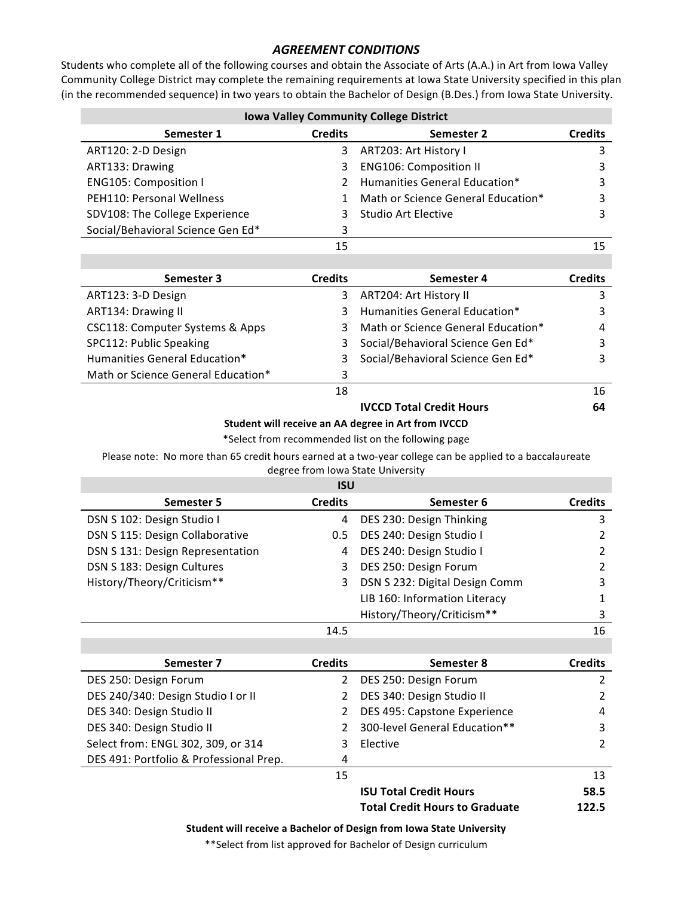## *AGREEMENT CONDITIONS*

Students who complete all of the following courses and obtain the Associate of Arts (A.A.) in Art from Iowa Valley Community College District may complete the remaining requirements at Iowa State University specified in this plan (in the recommended sequence) in two years to obtain the Bachelor of Design (B.Des.) from Iowa State University.

| Iowa Valley Community College District | | | |
|---|---|---|---|
| **Semester 1** | **Credits** | **Semester 2** | **Credits** |
| ART120: 2-D Design | 3 | ART203: Art History I | 3 |
| ART133: Drawing | 3 | ENG106: Composition II | 3 |
| ENG105: Composition I | 2 | Humanities General Education* | 3 |
| PEH110: Personal Wellness | 1 | Math or Science General Education* | 3 |
| SDV108: The College Experience | 3 | Studio Art Elective | 3 |
| Social/Behavioral Science Gen Ed* | 3 | | |
| | 15 | | 15 |
| **Semester 3** | **Credits** | **Semester 4** | **Credits** |
| ART123: 3-D Design | 3 | ART204: Art History II | 3 |
| ART134: Drawing II | 3 | Humanities General Education* | 3 |
| CSC118: Computer Systems & Apps | 3 | Math or Science General Education* | 4 |
| SPC112: Public Speaking | 3 | Social/Behavioral Science Gen Ed* | 3 |
| Humanities General Education* | 3 | Social/Behavioral Science Gen Ed* | 3 |
| Math or Science General Education* | 3 | | |
| | 18 | | 16 |
| | | **IVCCD Total Credit Hours** | **64** |

**Student will receive an AA degree in Art from IVCCD**

*Select from recommended list on the following page

Please note: No more than 65 credit hours earned at a two-year college can be applied to a baccalaureate degree from Iowa State University

| ISU | | | |
|---|---|---|---|
| **Semester 5** | **Credits** | **Semester 6** | **Credits** |
| DSN S 102: Design Studio I | 4 | DES 230: Design Thinking | 3 |
| DSN S 115: Design Collaborative | 0.5 | DES 240: Design Studio I | 2 |
| DSN S 131: Design Representation | 4 | DES 240: Design Studio I | 2 |
| DSN S 183: Design Cultures | 3 | DES 250: Design Forum | 2 |
| History/Theory/Criticism** | 3 | DSN S 232: Digital Design Comm | 3 |
| | | LIB 160: Information Literacy | 1 |
| | | History/Theory/Criticism** | 3 |
| | 14.5 | | 16 |
| **Semester 7** | **Credits** | **Semester 8** | **Credits** |
| DES 250: Design Forum | 2 | DES 250: Design Forum | 2 |
| DES 240/340: Design Studio I or II | 2 | DES 340: Design Studio II | 2 |
| DES 340: Design Studio II | 2 | DES 495: Capstone Experience | 4 |
| DES 340: Design Studio II | 2 | 300-level General Education** | 3 |
| Select from: ENGL 302, 309, or 314 | 3 | Elective | 2 |
| DES 491: Portfolio & Professional Prep. | 4 | | |
| | 15 | | 13 |
| | | **ISU Total Credit Hours** | **58.5** |
| | | **Total Credit Hours to Graduate** | **122.5** |

**Student will receive a Bachelor of Design from Iowa State University**

**Select from list approved for Bachelor of Design curriculum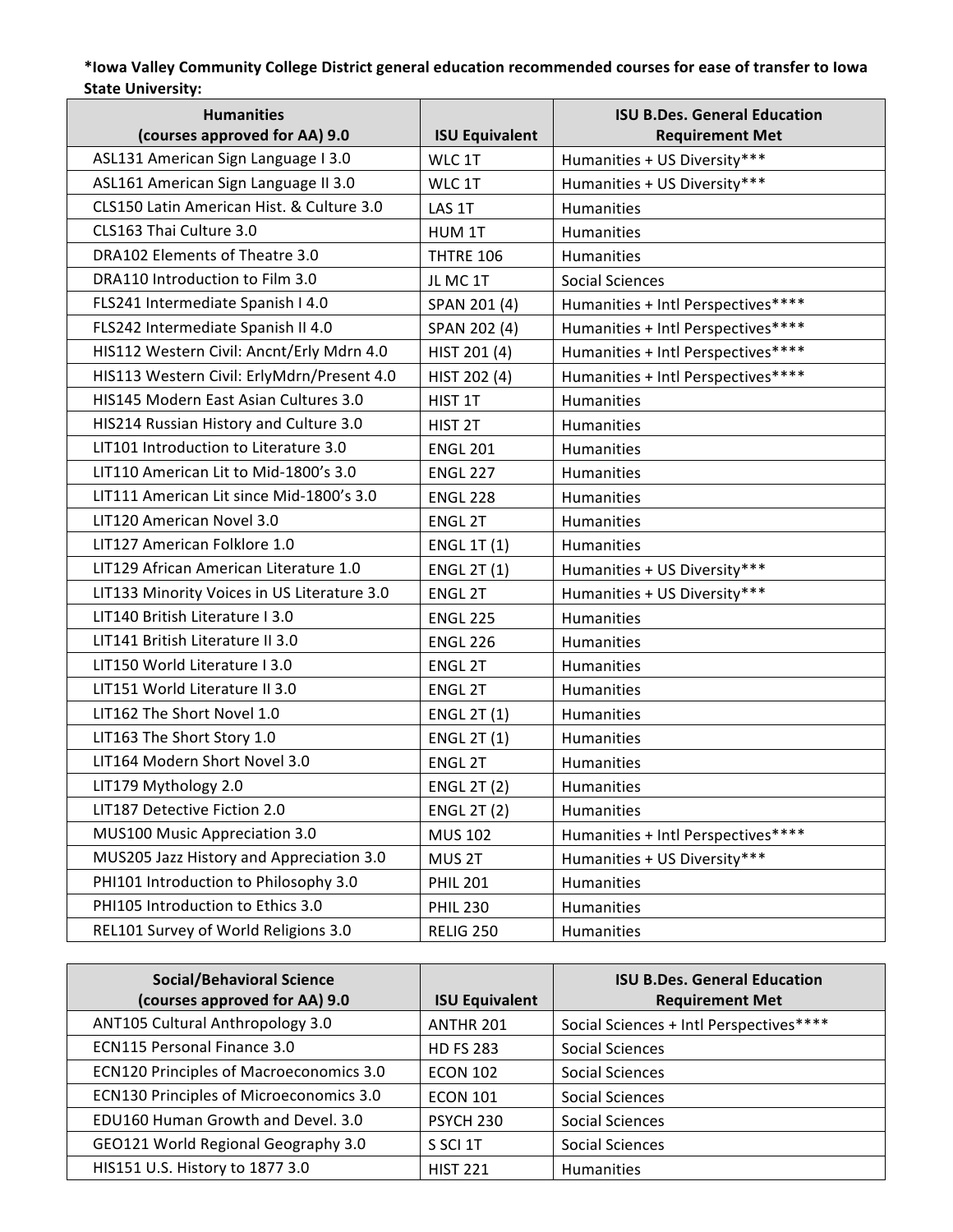**\*Iowa Valley Community College District general education recommended courses for ease of transfer to Iowa State University:**

| Humanities (courses approved for AA) 9.0 | ISU Equivalent | ISU B.Des. General Education Requirement Met |
|---|---|---|
| ASL131 American Sign Language I 3.0 | WLC 1T | Humanities + US Diversity*** |
| ASL161 American Sign Language II 3.0 | WLC 1T | Humanities + US Diversity*** |
| CLS150 Latin American Hist. & Culture 3.0 | LAS 1T | Humanities |
| CLS163 Thai Culture 3.0 | HUM 1T | Humanities |
| DRA102 Elements of Theatre 3.0 | THTRE 106 | Humanities |
| DRA110 Introduction to Film 3.0 | JL MC 1T | Social Sciences |
| FLS241 Intermediate Spanish I 4.0 | SPAN 201 (4) | Humanities + Intl Perspectives**** |
| FLS242 Intermediate Spanish II 4.0 | SPAN 202 (4) | Humanities + Intl Perspectives**** |
| HIS112 Western Civil: Ancnt/Erly Mdrn 4.0 | HIST 201 (4) | Humanities + Intl Perspectives**** |
| HIS113 Western Civil: ErlyMdrn/Present 4.0 | HIST 202 (4) | Humanities + Intl Perspectives**** |
| HIS145 Modern East Asian Cultures 3.0 | HIST 1T | Humanities |
| HIS214 Russian History and Culture 3.0 | HIST 2T | Humanities |
| LIT101 Introduction to Literature 3.0 | ENGL 201 | Humanities |
| LIT110 American Lit to Mid-1800's 3.0 | ENGL 227 | Humanities |
| LIT111 American Lit since Mid-1800's 3.0 | ENGL 228 | Humanities |
| LIT120 American Novel 3.0 | ENGL 2T | Humanities |
| LIT127 American Folklore 1.0 | ENGL 1T (1) | Humanities |
| LIT129 African American Literature 1.0 | ENGL 2T (1) | Humanities + US Diversity*** |
| LIT133 Minority Voices in US Literature 3.0 | ENGL 2T | Humanities + US Diversity*** |
| LIT140 British Literature I 3.0 | ENGL 225 | Humanities |
| LIT141 British Literature II 3.0 | ENGL 226 | Humanities |
| LIT150 World Literature I 3.0 | ENGL 2T | Humanities |
| LIT151 World Literature II 3.0 | ENGL 2T | Humanities |
| LIT162 The Short Novel 1.0 | ENGL 2T (1) | Humanities |
| LIT163 The Short Story 1.0 | ENGL 2T (1) | Humanities |
| LIT164 Modern Short Novel 3.0 | ENGL 2T | Humanities |
| LIT179 Mythology 2.0 | ENGL 2T (2) | Humanities |
| LIT187 Detective Fiction 2.0 | ENGL 2T (2) | Humanities |
| MUS100 Music Appreciation 3.0 | MUS 102 | Humanities + Intl Perspectives**** |
| MUS205 Jazz History and Appreciation 3.0 | MUS 2T | Humanities + US Diversity*** |
| PHI101 Introduction to Philosophy 3.0 | PHIL 201 | Humanities |
| PHI105 Introduction to Ethics 3.0 | PHIL 230 | Humanities |
| REL101 Survey of World Religions 3.0 | RELIG 250 | Humanities |

| Social/Behavioral Science (courses approved for AA) 9.0 | ISU Equivalent | ISU B.Des. General Education Requirement Met |
|---|---|---|
| ANT105 Cultural Anthropology 3.0 | ANTHR 201 | Social Sciences + Intl Perspectives**** |
| ECN115 Personal Finance 3.0 | HD FS 283 | Social Sciences |
| ECN120 Principles of Macroeconomics 3.0 | ECON 102 | Social Sciences |
| ECN130 Principles of Microeconomics 3.0 | ECON 101 | Social Sciences |
| EDU160 Human Growth and Devel. 3.0 | PSYCH 230 | Social Sciences |
| GEO121 World Regional Geography 3.0 | S SCI 1T | Social Sciences |
| HIS151 U.S. History to 1877 3.0 | HIST 221 | Humanities |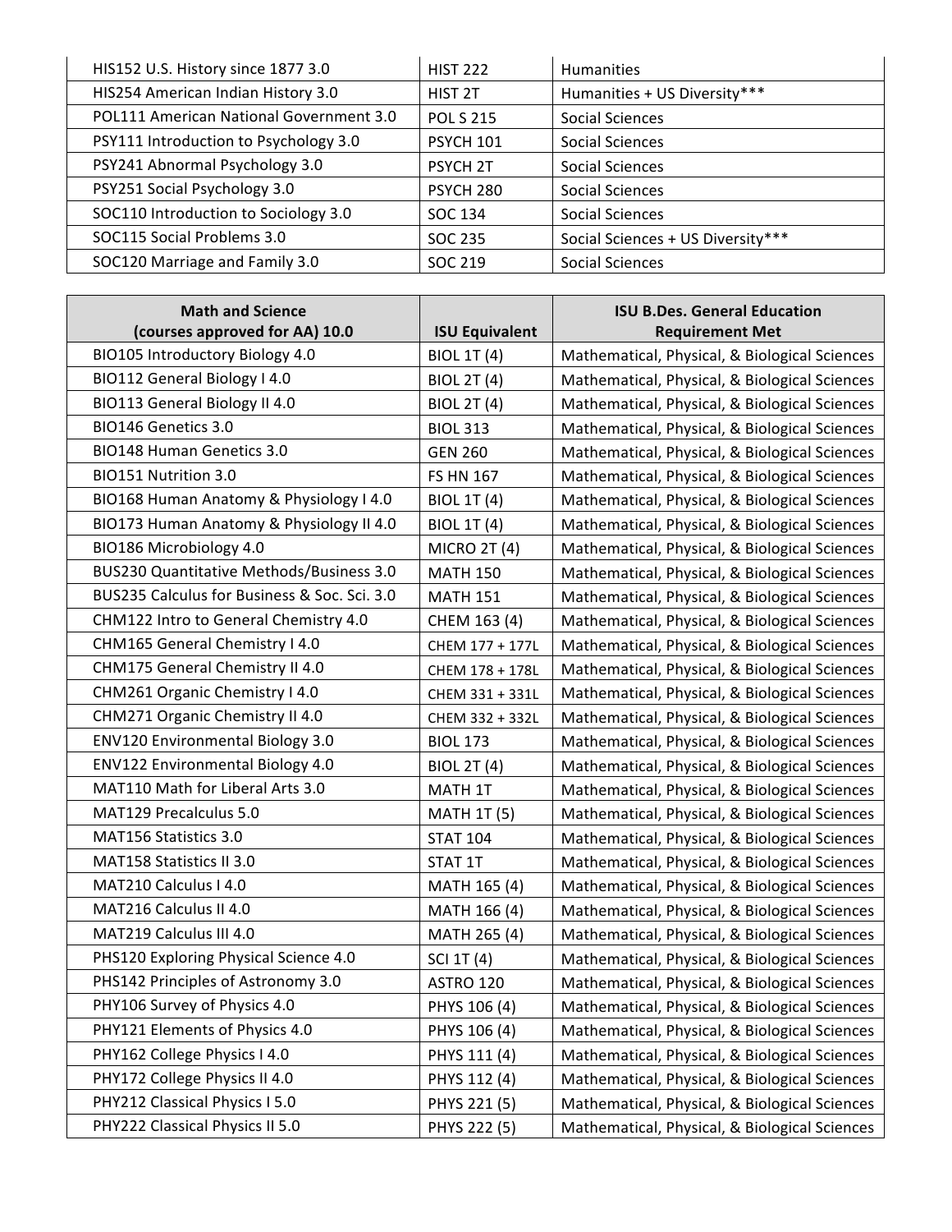| | | |
|---|---|---|
| HIS152 U.S. History since 1877 3.0 | HIST 222 | Humanities |
| HIS254 American Indian History 3.0 | HIST 2T | Humanities + US Diversity*** |
| POL111 American National Government 3.0 | POL S 215 | Social Sciences |
| PSY111 Introduction to Psychology 3.0 | PSYCH 101 | Social Sciences |
| PSY241 Abnormal Psychology 3.0 | PSYCH 2T | Social Sciences |
| PSY251 Social Psychology 3.0 | PSYCH 280 | Social Sciences |
| SOC110 Introduction to Sociology 3.0 | SOC 134 | Social Sciences |
| SOC115 Social Problems 3.0 | SOC 235 | Social Sciences + US Diversity*** |
| SOC120 Marriage and Family 3.0 | SOC 219 | Social Sciences |

| Math and Science (courses approved for AA) 10.0 | ISU Equivalent | ISU B.Des. General Education Requirement Met |
|---|---|---|
| BIO105 Introductory Biology 4.0 | BIOL 1T (4) | Mathematical, Physical, & Biological Sciences |
| BIO112 General Biology I 4.0 | BIOL 2T (4) | Mathematical, Physical, & Biological Sciences |
| BIO113 General Biology II 4.0 | BIOL 2T (4) | Mathematical, Physical, & Biological Sciences |
| BIO146 Genetics 3.0 | BIOL 313 | Mathematical, Physical, & Biological Sciences |
| BIO148 Human Genetics 3.0 | GEN 260 | Mathematical, Physical, & Biological Sciences |
| BIO151 Nutrition 3.0 | FS HN 167 | Mathematical, Physical, & Biological Sciences |
| BIO168 Human Anatomy & Physiology I 4.0 | BIOL 1T (4) | Mathematical, Physical, & Biological Sciences |
| BIO173 Human Anatomy & Physiology II 4.0 | BIOL 1T (4) | Mathematical, Physical, & Biological Sciences |
| BIO186 Microbiology 4.0 | MICRO 2T (4) | Mathematical, Physical, & Biological Sciences |
| BUS230 Quantitative Methods/Business 3.0 | MATH 150 | Mathematical, Physical, & Biological Sciences |
| BUS235 Calculus for Business & Soc. Sci. 3.0 | MATH 151 | Mathematical, Physical, & Biological Sciences |
| CHM122 Intro to General Chemistry 4.0 | CHEM 163 (4) | Mathematical, Physical, & Biological Sciences |
| CHM165 General Chemistry I 4.0 | CHEM 177 + 177L | Mathematical, Physical, & Biological Sciences |
| CHM175 General Chemistry II 4.0 | CHEM 178 + 178L | Mathematical, Physical, & Biological Sciences |
| CHM261 Organic Chemistry I 4.0 | CHEM 331 + 331L | Mathematical, Physical, & Biological Sciences |
| CHM271 Organic Chemistry II 4.0 | CHEM 332 + 332L | Mathematical, Physical, & Biological Sciences |
| ENV120 Environmental Biology 3.0 | BIOL 173 | Mathematical, Physical, & Biological Sciences |
| ENV122 Environmental Biology 4.0 | BIOL 2T (4) | Mathematical, Physical, & Biological Sciences |
| MAT110 Math for Liberal Arts 3.0 | MATH 1T | Mathematical, Physical, & Biological Sciences |
| MAT129 Precalculus 5.0 | MATH 1T (5) | Mathematical, Physical, & Biological Sciences |
| MAT156 Statistics 3.0 | STAT 104 | Mathematical, Physical, & Biological Sciences |
| MAT158 Statistics II 3.0 | STAT 1T | Mathematical, Physical, & Biological Sciences |
| MAT210 Calculus I 4.0 | MATH 165 (4) | Mathematical, Physical, & Biological Sciences |
| MAT216 Calculus II 4.0 | MATH 166 (4) | Mathematical, Physical, & Biological Sciences |
| MAT219 Calculus III 4.0 | MATH 265 (4) | Mathematical, Physical, & Biological Sciences |
| PHS120 Exploring Physical Science 4.0 | SCI 1T (4) | Mathematical, Physical, & Biological Sciences |
| PHS142 Principles of Astronomy 3.0 | ASTRO 120 | Mathematical, Physical, & Biological Sciences |
| PHY106 Survey of Physics 4.0 | PHYS 106 (4) | Mathematical, Physical, & Biological Sciences |
| PHY121 Elements of Physics 4.0 | PHYS 106 (4) | Mathematical, Physical, & Biological Sciences |
| PHY162 College Physics I 4.0 | PHYS 111 (4) | Mathematical, Physical, & Biological Sciences |
| PHY172 College Physics II 4.0 | PHYS 112 (4) | Mathematical, Physical, & Biological Sciences |
| PHY212 Classical Physics I 5.0 | PHYS 221 (5) | Mathematical, Physical, & Biological Sciences |
| PHY222 Classical Physics II 5.0 | PHYS 222 (5) | Mathematical, Physical, & Biological Sciences |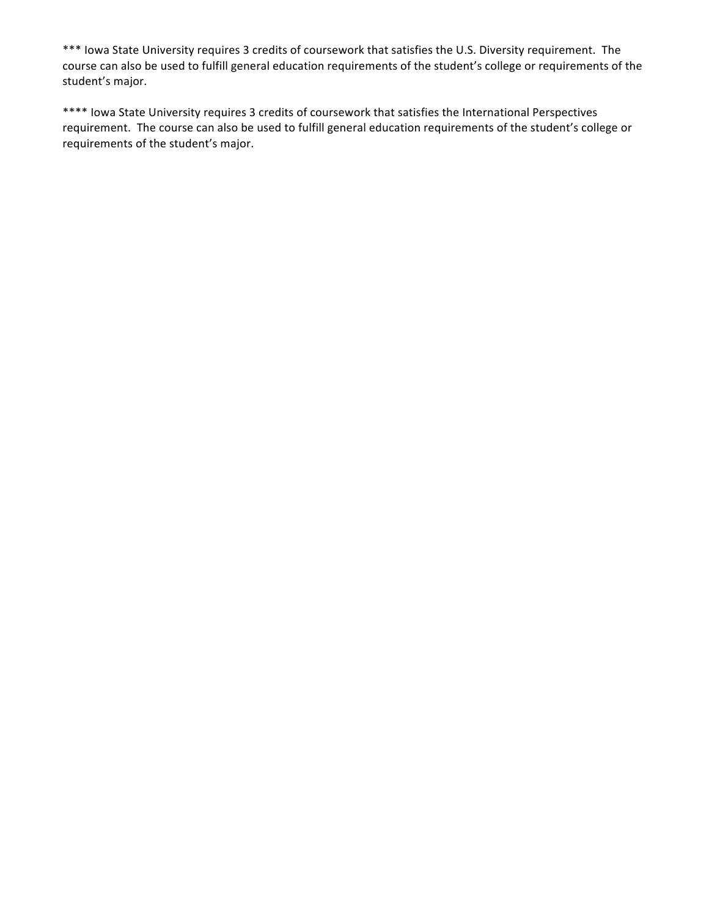*** Iowa State University requires 3 credits of coursework that satisfies the U.S. Diversity requirement. The course can also be used to fulfill general education requirements of the student's college or requirements of the student's major.

**** Iowa State University requires 3 credits of coursework that satisfies the International Perspectives requirement. The course can also be used to fulfill general education requirements of the student's college or requirements of the student's major.